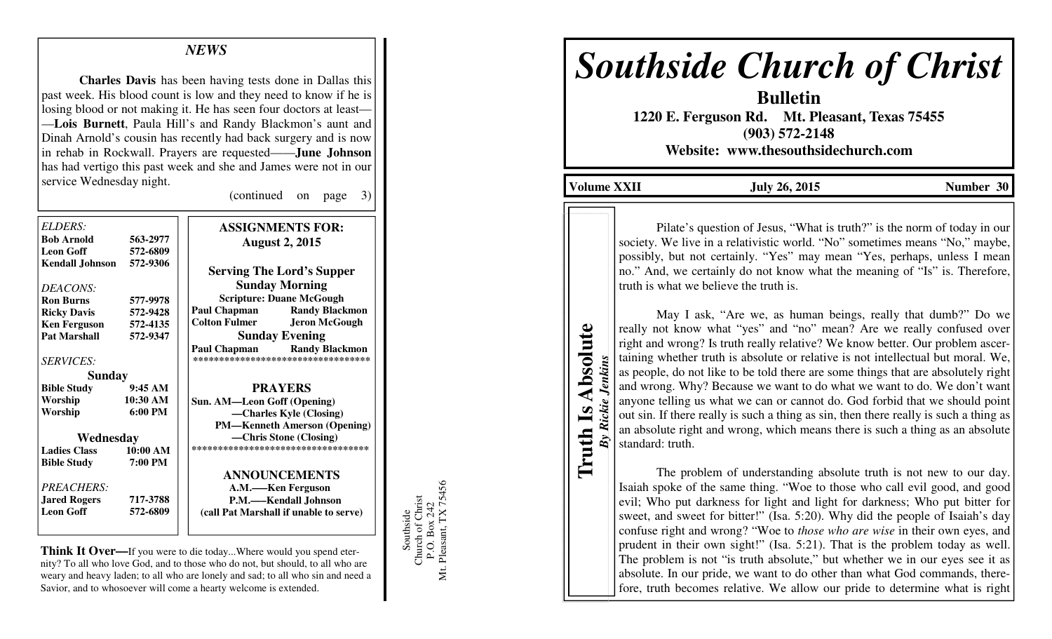## NEWS

**Charles Davis** has been having tests done in Dallas this past week. His blood count is low and they need to know if he is losing blood or not making it. He has seen four doctors at least——**Lois Burnett**, Paula Hill's and Randy Blackmon's aunt and Dinah Arnold's cousin has recently had back surgery and is now in rehab in Rockwall. Prayers are requested——**June Johnson** has had vertigo this past week and she and James were not in our service Wednesday night.

(continued on page 3)

*ELDERS:*

| | |
|---|---|
| **Bob Arnold** | **563-2977** |
| **Leon Goff** | **572-6809** |
| **Kendall Johnson** | **572-9306** |

*DEACONS:*

| | |
|---|---|
| **Ron Burns** | **577-9978** |
| **Ricky Davis** | **572-9428** |
| **Ken Ferguson** | **572-4135** |
| **Pat Marshall** | **572-9347** |

*SERVICES:*

**Sunday**

| | |
|---|---|
| **Bible Study** | **9:45 AM** |
| **Worship** | **10:30 AM** |
| **Worship** | **6:00 PM** |

**Wednesday**

| | |
|---|---|
| **Ladies Class** | **10:00 AM** |
| **Bible Study** | **7:00 PM** |

*PREACHERS:*

| | |
|---|---|
| **Jared Rogers** | **717-3788** |
| **Leon Goff** | **572-6809** |

**ASSIGNMENTS FOR: August 2, 2015**

**Serving The Lord's Supper**

**Sunday Morning**

**Scripture: Duane McGough**

| | |
|---|---|
| **Paul Chapman** | **Randy Blackmon** |
| **Colton Fulmer** | **Jeron McGough** |

**Sunday Evening**

| | |
|---|---|
| **Paul Chapman** | **Randy Blackmon** |

**PRAYERS**

**Sun. AM—Leon Goff (Opening)**
**—Charles Kyle (Closing)**
**PM—Kenneth Amerson (Opening)**
**—Chris Stone (Closing)**

**ANNOUNCEMENTS**

**A.M.——Ken Ferguson**
**P.M.——Kendall Johnson**
**(call Pat Marshall if unable to serve)**

**Think It Over—**If you were to die today...Where would you spend eternity? To all who love God, and to those who do not, but should, to all who are weary and heavy laden; to all who are lonely and sad; to all who sin and need a Savior, and to whosoever will come a hearty welcome is extended.

Southside Church of Christ
P.O. Box 242
Mt. Pleasant, TX 75456

# *Southside Church of Christ*

**Bulletin**

**1220 E. Ferguson Rd. Mt. Pleasant, Texas 75455**
**(903) 572-2148**
**Website: www.thesouthsidechurch.com**

**Volume XXII** | **July 26, 2015** | **Number 30**

## Truth Is Absolute

*By Rickie Jenkins*

Pilate's question of Jesus, "What is truth?" is the norm of today in our society. We live in a relativistic world. "No" sometimes means "No," maybe, possibly, but not certainly. "Yes" may mean "Yes, perhaps, unless I mean no." And, we certainly do not know what the meaning of "Is" is. Therefore, truth is what we believe the truth is.

May I ask, "Are we, as human beings, really that dumb?" Do we really not know what "yes" and "no" mean? Are we really confused over right and wrong? Is truth really relative? We know better. Our problem ascertaining whether truth is absolute or relative is not intellectual but moral. We, as people, do not like to be told there are some things that are absolutely right and wrong. Why? Because we want to do what we want to do. We don't want anyone telling us what we can or cannot do. God forbid that we should point out sin. If there really is such a thing as sin, then there really is such a thing as an absolute right and wrong, which means there is such a thing as an absolute standard: truth.

The problem of understanding absolute truth is not new to our day. Isaiah spoke of the same thing. "Woe to those who call evil good, and good evil; Who put darkness for light and light for darkness; Who put bitter for sweet, and sweet for bitter!" (Isa. 5:20). Why did the people of Isaiah's day confuse right and wrong? "Woe to *those who are wise* in their own eyes, and prudent in their own sight!" (Isa. 5:21). That is the problem today as well. The problem is not "is truth absolute," but whether we in our eyes see it as absolute. In our pride, we want to do other than what God commands, therefore, truth becomes relative. We allow our pride to determine what is right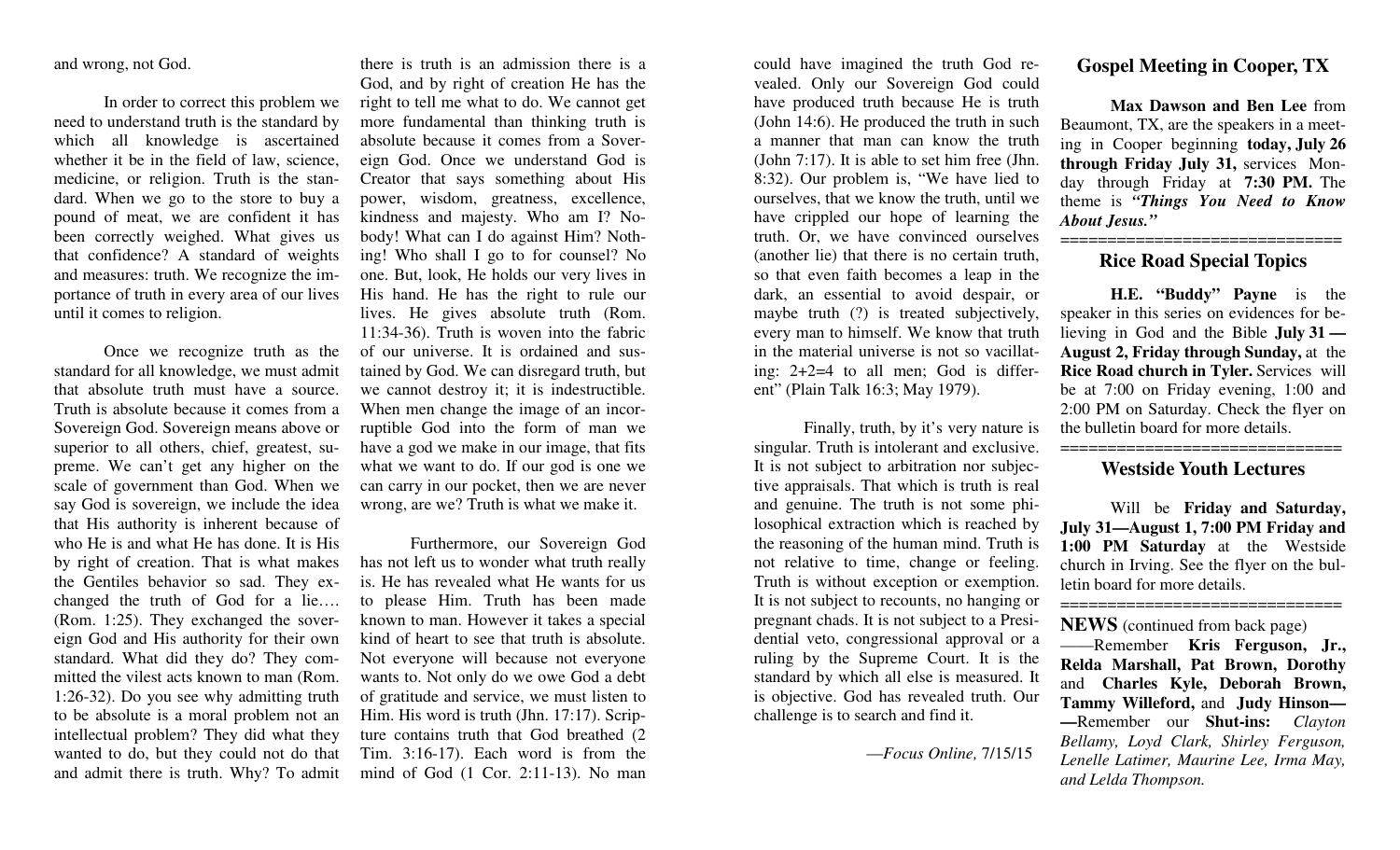and wrong, not God.

In order to correct this problem we need to understand truth is the standard by which all knowledge is ascertained whether it be in the field of law, science, medicine, or religion. Truth is the standard. When we go to the store to buy a pound of meat, we are confident it has been correctly weighed. What gives us that confidence? A standard of weights and measures: truth. We recognize the importance of truth in every area of our lives until it comes to religion.

Once we recognize truth as the standard for all knowledge, we must admit that absolute truth must have a source. Truth is absolute because it comes from a Sovereign God. Sovereign means above or superior to all others, chief, greatest, supreme. We can't get any higher on the scale of government than God. When we say God is sovereign, we include the idea that His authority is inherent because of who He is and what He has done. It is His by right of creation. That is what makes the Gentiles behavior so sad. They exchanged the truth of God for a lie…. (Rom. 1:25). They exchanged the sovereign God and His authority for their own standard. What did they do? They committed the vilest acts known to man (Rom. 1:26-32). Do you see why admitting truth to be absolute is a moral problem not an intellectual problem? They did what they wanted to do, but they could not do that and admit there is truth. Why? To admit there is truth is an admission there is a God, and by right of creation He has the right to tell me what to do. We cannot get more fundamental than thinking truth is absolute because it comes from a Sovereign God. Once we understand God is Creator that says something about His power, wisdom, greatness, excellence, kindness and majesty. Who am I? Nobody! What can I do against Him? Nothing! Who shall I go to for counsel? No one. But, look, He holds our very lives in His hand. He has the right to rule our lives. He gives absolute truth (Rom. 11:34-36). Truth is woven into the fabric of our universe. It is ordained and sustained by God. We can disregard truth, but we cannot destroy it; it is indestructible. When men change the image of an incorruptible God into the form of man we have a god we make in our image, that fits what we want to do. If our god is one we can carry in our pocket, then we are never wrong, are we? Truth is what we make it.

Furthermore, our Sovereign God has not left us to wonder what truth really is. He has revealed what He wants for us to please Him. Truth has been made known to man. However it takes a special kind of heart to see that truth is absolute. Not everyone will because not everyone wants to. Not only do we owe God a debt of gratitude and service, we must listen to Him. His word is truth (Jhn. 17:17). Scripture contains truth that God breathed (2 Tim. 3:16-17). Each word is from the mind of God (1 Cor. 2:11-13). No man could have imagined the truth God revealed. Only our Sovereign God could have produced truth because He is truth (John 14:6). He produced the truth in such a manner that man can know the truth (John 7:17). It is able to set him free (Jhn. 8:32). Our problem is, "We have lied to ourselves, that we know the truth, until we have crippled our hope of learning the truth. Or, we have convinced ourselves (another lie) that there is no certain truth, so that even faith becomes a leap in the dark, an essential to avoid despair, or maybe truth (?) is treated subjectively, every man to himself. We know that truth in the material universe is not so vacillating: 2+2=4 to all men; God is different" (Plain Talk 16:3; May 1979).

Finally, truth, by it's very nature is singular. Truth is intolerant and exclusive. It is not subject to arbitration nor subjective appraisals. That which is truth is real and genuine. The truth is not some philosophical extraction which is reached by the reasoning of the human mind. Truth is not relative to time, change or feeling. Truth is without exception or exemption. It is not subject to recounts, no hanging or pregnant chads. It is not subject to a Presidential veto, congressional approval or a ruling by the Supreme Court. It is the standard by which all else is measured. It is objective. God has revealed truth. Our challenge is to search and find it.

—*Focus Online,* 7/15/15

## Gospel Meeting in Cooper, TX

**Max Dawson and Ben Lee** from Beaumont, TX, are the speakers in a meeting in Cooper beginning **today, July 26 through Friday July 31,** services Monday through Friday at **7:30 PM.** The theme is ***"Things You Need to Know About Jesus."***

==============================

## Rice Road Special Topics

**H.E. "Buddy" Payne** is the speaker in this series on evidences for believing in God and the Bible **July 31 — August 2, Friday through Sunday,** at the **Rice Road church in Tyler.** Services will be at 7:00 on Friday evening, 1:00 and 2:00 PM on Saturday. Check the flyer on the bulletin board for more details.

==============================

## Westside Youth Lectures

Will be **Friday and Saturday, July 31—August 1, 7:00 PM Friday and 1:00 PM Saturday** at the Westside church in Irving. See the flyer on the bulletin board for more details.

==============================

**NEWS** (continued from back page)

——Remember **Kris Ferguson, Jr., Relda Marshall, Pat Brown, Dorothy** and **Charles Kyle, Deborah Brown, Tammy Willeford,** and **Judy Hinson——**Remember our **Shut-ins:** *Clayton Bellamy, Loyd Clark, Shirley Ferguson, Lenelle Latimer, Maurine Lee, Irma May, and Lelda Thompson.*